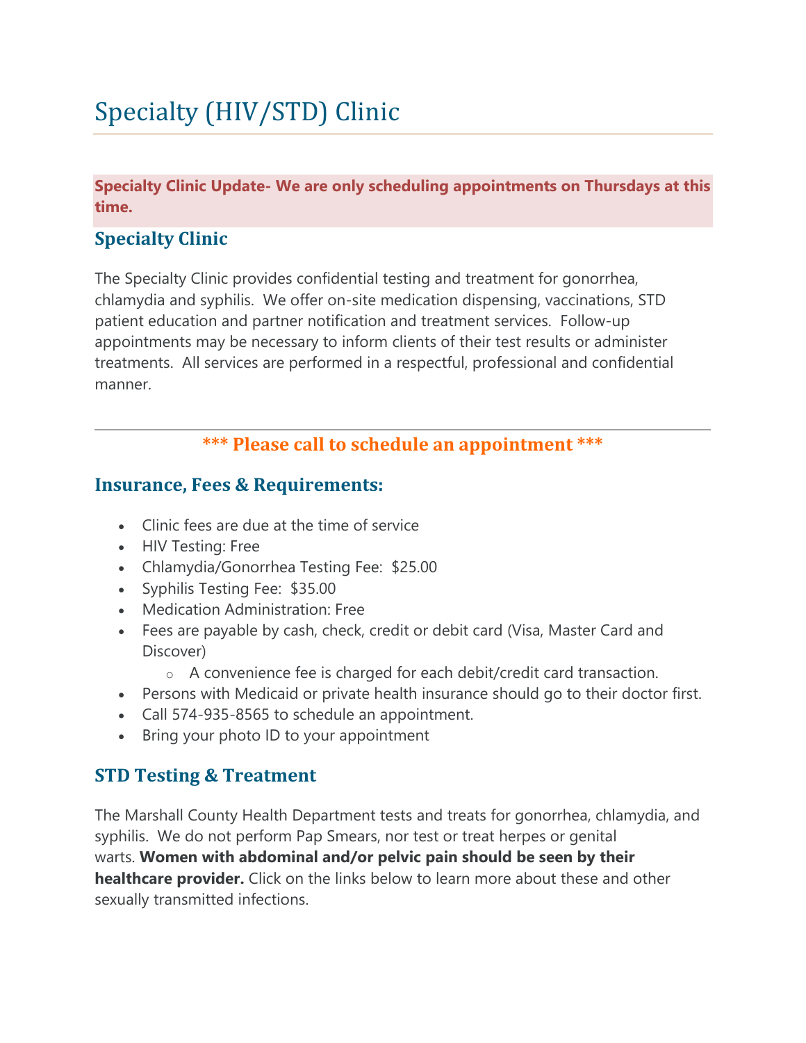# Specialty (HIV/STD) Clinic

**Specialty Clinic Update- We are only scheduling appointments on Thursdays at this time.**

## Specialty Clinic

The Specialty Clinic provides confidential testing and treatment for gonorrhea, chlamydia and syphilis. We offer on-site medication dispensing, vaccinations, STD patient education and partner notification and treatment services. Follow-up appointments may be necessary to inform clients of their test results or administer treatments. All services are performed in a respectful, professional and confidential manner.

---

**\*\*\* Please call to schedule an appointment \*\*\***

## Insurance, Fees & Requirements:

- Clinic fees are due at the time of service
- HIV Testing: Free
- Chlamydia/Gonorrhea Testing Fee: $25.00
- Syphilis Testing Fee: $35.00
- Medication Administration: Free
- Fees are payable by cash, check, credit or debit card (Visa, Master Card and Discover)
  - A convenience fee is charged for each debit/credit card transaction.
- Persons with Medicaid or private health insurance should go to their doctor first.
- Call 574-935-8565 to schedule an appointment.
- Bring your photo ID to your appointment

## STD Testing & Treatment

The Marshall County Health Department tests and treats for gonorrhea, chlamydia, and syphilis. We do not perform Pap Smears, nor test or treat herpes or genital warts. **Women with abdominal and/or pelvic pain should be seen by their healthcare provider.** Click on the links below to learn more about these and other sexually transmitted infections.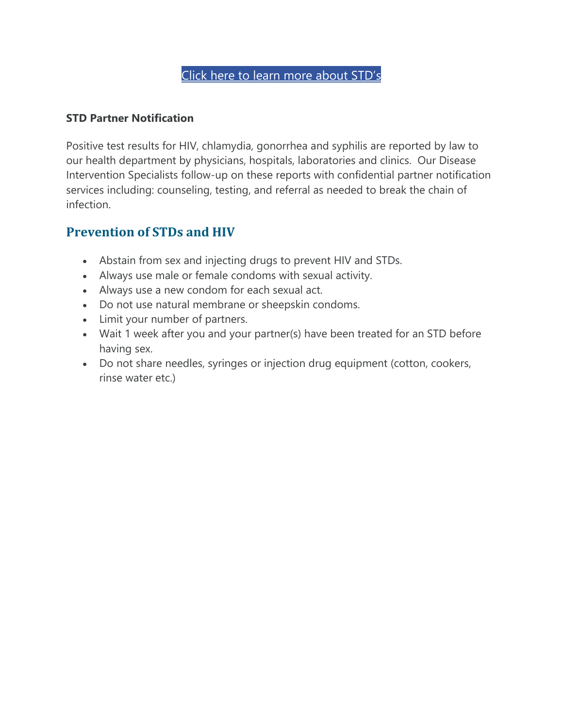Click here to learn more about STD's

**STD Partner Notification**

Positive test results for HIV, chlamydia, gonorrhea and syphilis are reported by law to our health department by physicians, hospitals, laboratories and clinics. Our Disease Intervention Specialists follow-up on these reports with confidential partner notification services including: counseling, testing, and referral as needed to break the chain of infection.

## Prevention of STDs and HIV

- Abstain from sex and injecting drugs to prevent HIV and STDs.
- Always use male or female condoms with sexual activity.
- Always use a new condom for each sexual act.
- Do not use natural membrane or sheepskin condoms.
- Limit your number of partners.
- Wait 1 week after you and your partner(s) have been treated for an STD before having sex.
- Do not share needles, syringes or injection drug equipment (cotton, cookers, rinse water etc.)